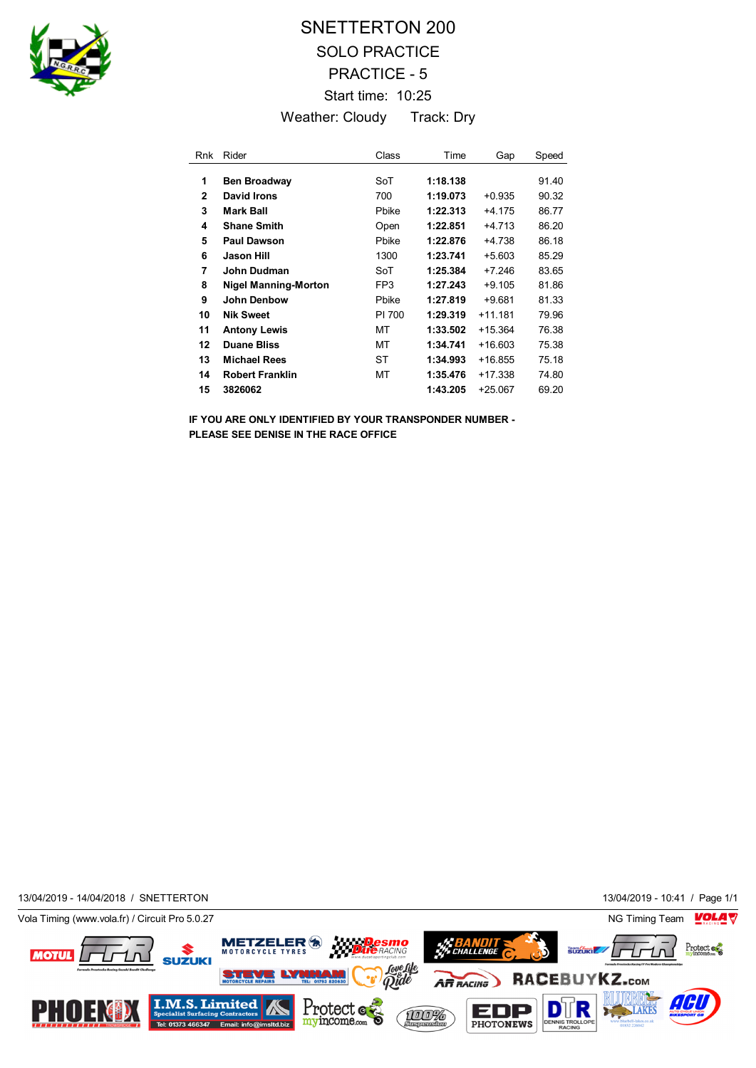# SNETTERTON 200

## SOLO PRACTICE

## PRACTICE - 5

Start time: 10:25

Weather: Cloudy Track: Dry

| Rnk | Rider | Class | Time | Gap | Speed |
|---|---|---|---|---|---|
| 1 | **Ben Broadway** | SoT | **1:18.138** | | 91.40 |
| 2 | **David Irons** | 700 | **1:19.073** | +0.935 | 90.32 |
| 3 | **Mark Ball** | Pbike | **1:22.313** | +4.175 | 86.77 |
| 4 | **Shane Smith** | Open | **1:22.851** | +4.713 | 86.20 |
| 5 | **Paul Dawson** | Pbike | **1:22.876** | +4.738 | 86.18 |
| 6 | **Jason Hill** | 1300 | **1:23.741** | +5.603 | 85.29 |
| 7 | **John Dudman** | SoT | **1:25.384** | +7.246 | 83.65 |
| 8 | **Nigel Manning-Morton** | FP3 | **1:27.243** | +9.105 | 81.86 |
| 9 | **John Denbow** | Pbike | **1:27.819** | +9.681 | 81.33 |
| 10 | **Nik Sweet** | PI 700 | **1:29.319** | +11.181 | 79.96 |
| 11 | **Antony Lewis** | MT | **1:33.502** | +15.364 | 76.38 |
| 12 | **Duane Bliss** | MT | **1:34.741** | +16.603 | 75.38 |
| 13 | **Michael Rees** | ST | **1:34.993** | +16.855 | 75.18 |
| 14 | **Robert Franklin** | MT | **1:35.476** | +17.338 | 74.80 |
| 15 | **3826062** | | **1:43.205** | +25.067 | 69.20 |

**IF YOU ARE ONLY IDENTIFIED BY YOUR TRANSPONDER NUMBER - PLEASE SEE DENISE IN THE RACE OFFICE**

13/04/2019 - 14/04/2018 / SNETTERTON

13/04/2019 - 10:41

Vola Timing (www.vola.fr) / Circuit Pro 5.0.27

NG Timing Team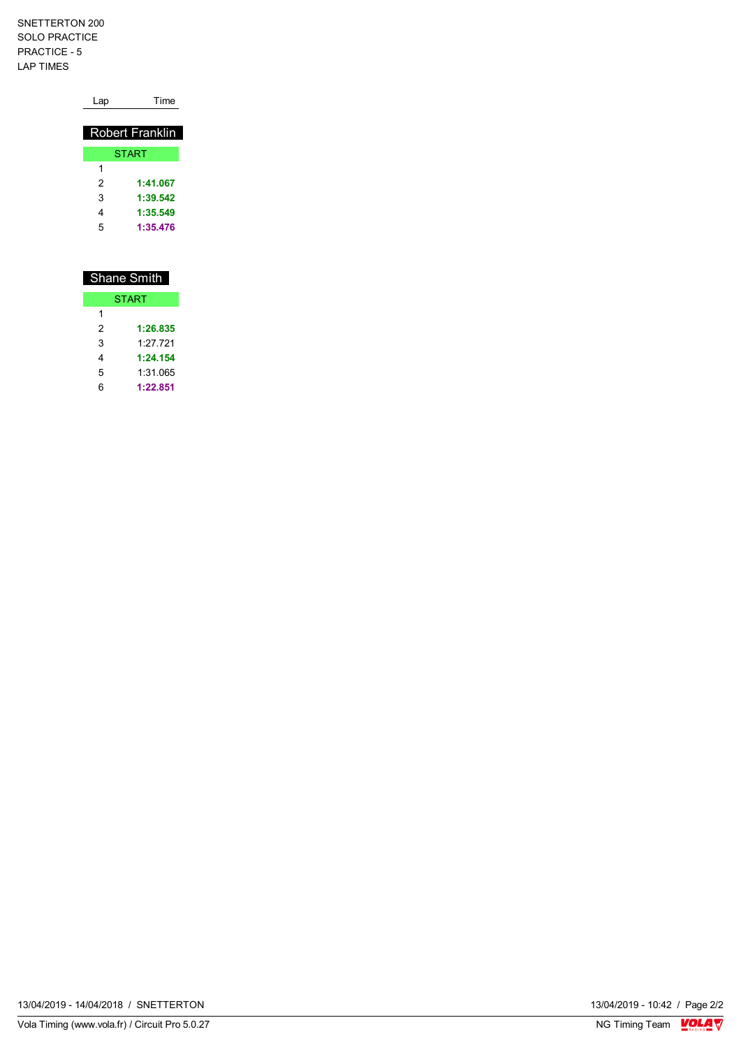SNETTERTON 200
SOLO PRACTICE
PRACTICE - 5
LAP TIMES

**Robert Franklin**

| Lap | Time |
|---|---|
| START | |
| 1 | |
| 2 | **1:41.067** |
| 3 | **1:39.542** |
| 4 | **1:35.549** |
| 5 | **1:35.476** |

**Shane Smith**

| Lap | Time |
|---|---|
| START | |
| 1 | |
| 2 | **1:26.835** |
| 3 | 1:27.721 |
| 4 | **1:24.154** |
| 5 | 1:31.065 |
| 6 | **1:22.851** |

13/04/2019 - 14/04/2018 / SNETTERTON

13/04/2019 - 10:42

Vola Timing (www.vola.fr) / Circuit Pro 5.0.27

NG Timing Team